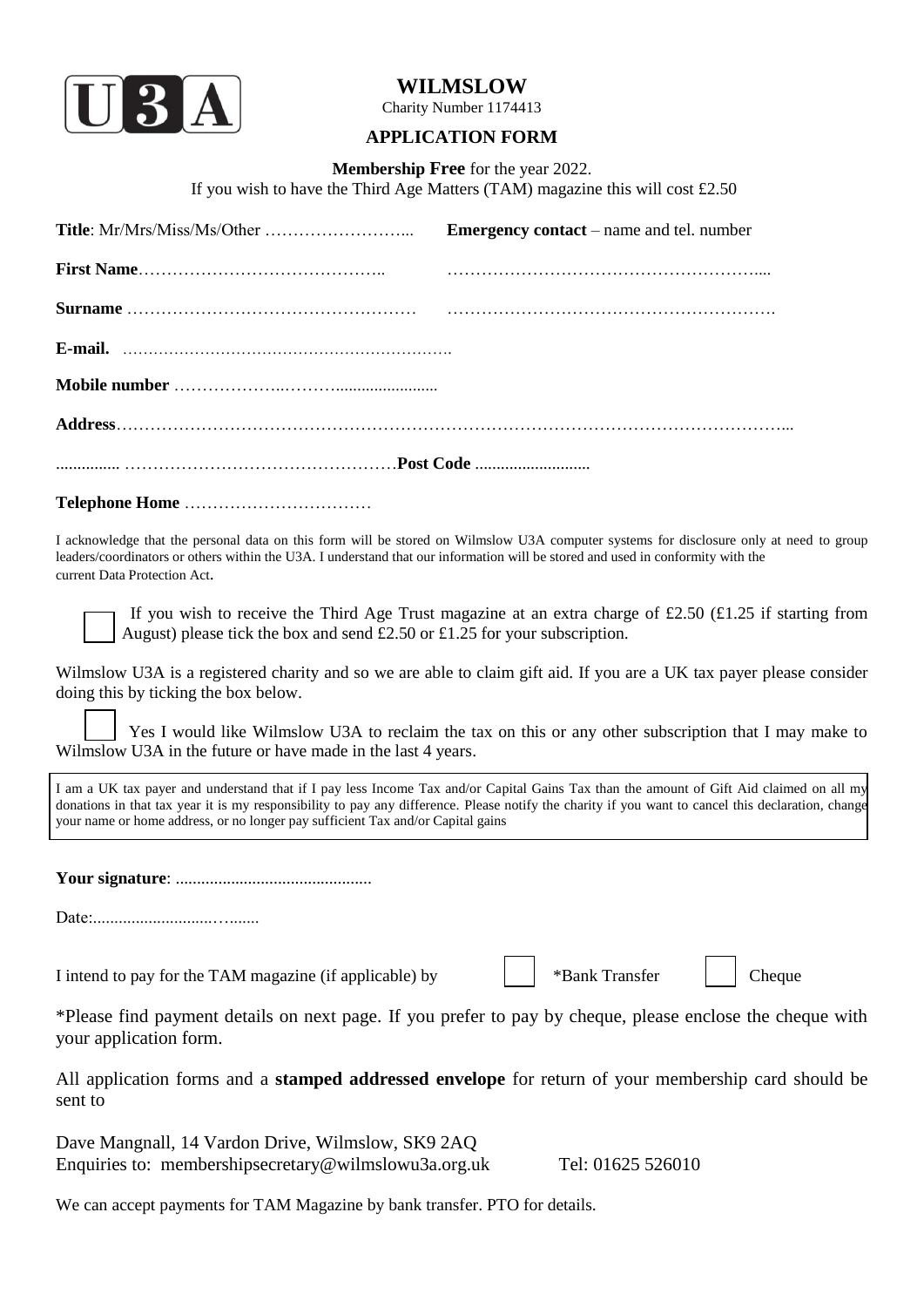U3A

# WILMSLOW

Charity Number 1174413

## APPLICATION FORM

**Membership Free** for the year 2022.
If you wish to have the Third Age Matters (TAM) magazine this will cost £2.50

**Title**: Mr/Mrs/Miss/Ms/Other ……………………...

**Emergency contact** – name and tel. number

**First Name**……………………………………..  ………………………………………………....

**Surname** ……………………………………………  ………………………………………………….

**E-mail.** …………………………………………………….

**Mobile number** ………………..……….......................

**Address**……………………………………………………………………………………………………...

............... …………………………………………**Post Code** ...........................

**Telephone Home** ……………………………

I acknowledge that the personal data on this form will be stored on Wilmslow U3A computer systems for disclosure only at need to group leaders/coordinators or others within the U3A. I understand that our information will be stored and used in conformity with the current Data Protection Act.

☐ If you wish to receive the Third Age Trust magazine at an extra charge of £2.50 (£1.25 if starting from August) please tick the box and send £2.50 or £1.25 for your subscription.

Wilmslow U3A is a registered charity and so we are able to claim gift aid. If you are a UK tax payer please consider doing this by ticking the box below.

☐ Yes I would like Wilmslow U3A to reclaim the tax on this or any other subscription that I may make to Wilmslow U3A in the future or have made in the last 4 years.

I am a UK tax payer and understand that if I pay less Income Tax and/or Capital Gains Tax than the amount of Gift Aid claimed on all my donations in that tax year it is my responsibility to pay any difference. Please notify the charity if you want to cancel this declaration, change your name or home address, or no longer pay sufficient Tax and/or Capital gains

**Your signature**: .............................................

Date:...........................….......

I intend to pay for the TAM magazine (if applicable) by ☐ *Bank Transfer ☐ Cheque

*Please find payment details on next page. If you prefer to pay by cheque, please enclose the cheque with your application form.

All application forms and a **stamped addressed envelope** for return of your membership card should be sent to

Dave Mangnall, 14 Vardon Drive, Wilmslow, SK9 2AQ
Enquiries to: membershipsecretary@wilmslowu3a.org.uk Tel: 01625 526010

We can accept payments for TAM Magazine by bank transfer. PTO for details.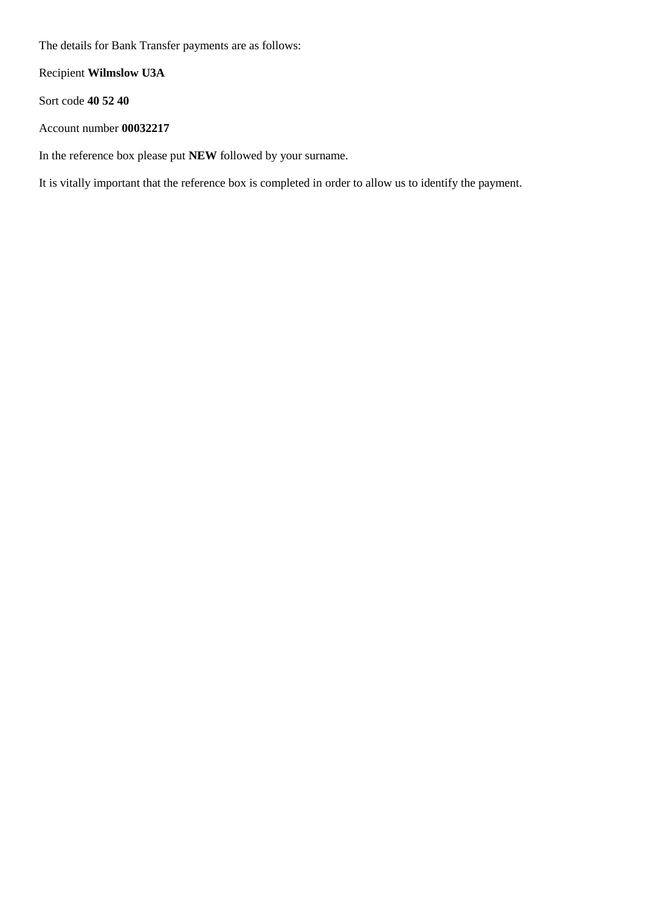The details for Bank Transfer payments are as follows:

Recipient **Wilmslow U3A**

Sort code **40 52 40**

Account number **00032217**

In the reference box please put **NEW** followed by your surname.

It is vitally important that the reference box is completed in order to allow us to identify the payment.